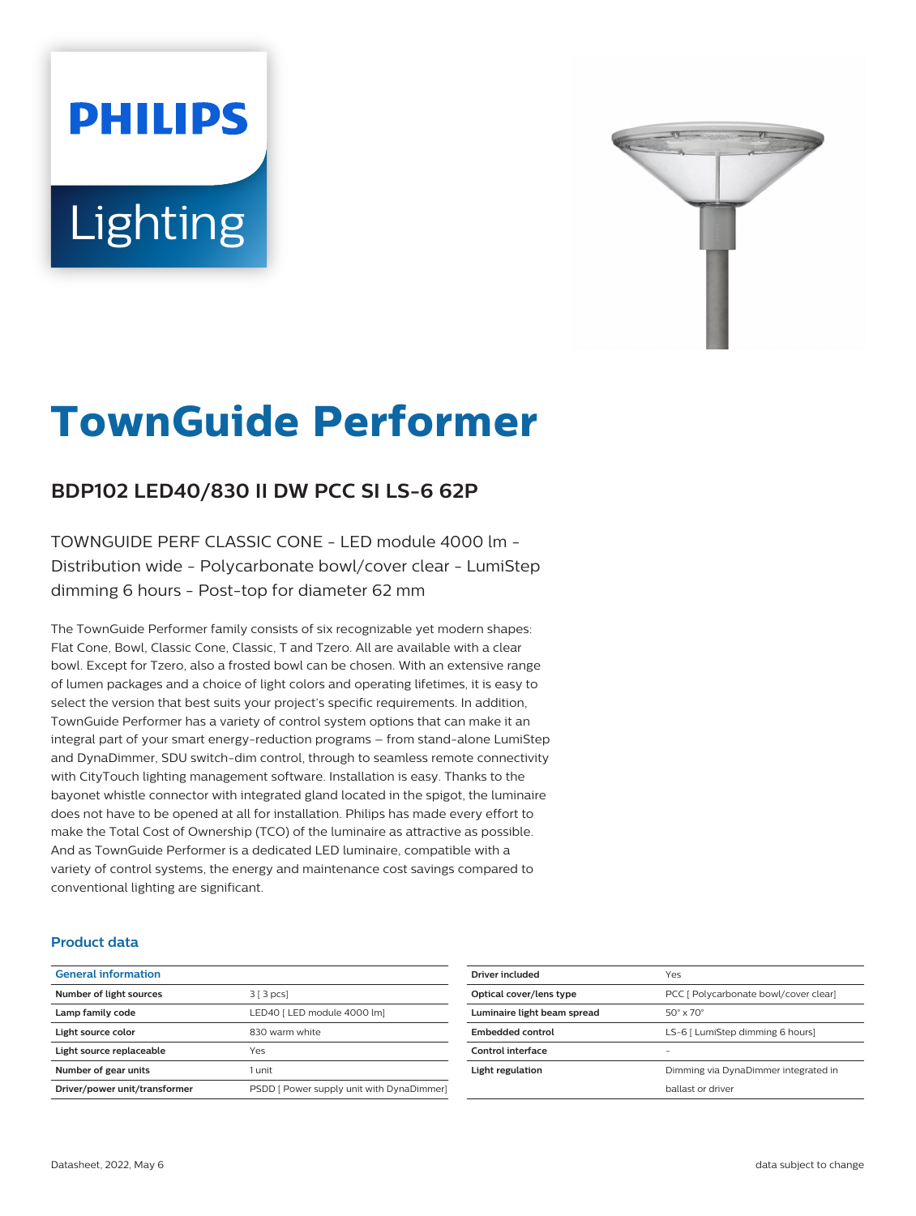# TownGuide Performer

## BDP102 LED40/830 II DW PCC SI LS-6 62P

TOWNGUIDE PERF CLASSIC CONE - LED module 4000 lm - Distribution wide - Polycarbonate bowl/cover clear - LumiStep dimming 6 hours - Post-top for diameter 62 mm

The TownGuide Performer family consists of six recognizable yet modern shapes: Flat Cone, Bowl, Classic Cone, Classic, T and Tzero. All are available with a clear bowl. Except for Tzero, also a frosted bowl can be chosen. With an extensive range of lumen packages and a choice of light colors and operating lifetimes, it is easy to select the version that best suits your project's specific requirements. In addition, TownGuide Performer has a variety of control system options that can make it an integral part of your smart energy-reduction programs – from stand-alone LumiStep and DynaDimmer, SDU switch-dim control, through to seamless remote connectivity with CityTouch lighting management software. Installation is easy. Thanks to the bayonet whistle connector with integrated gland located in the spigot, the luminaire does not have to be opened at all for installation. Philips has made every effort to make the Total Cost of Ownership (TCO) of the luminaire as attractive as possible. And as TownGuide Performer is a dedicated LED luminaire, compatible with a variety of control systems, the energy and maintenance cost savings compared to conventional lighting are significant.

### Product data

| General information | |
|---|---|
| Number of light sources | 3 [ 3 pcs] |
| Lamp family code | LED40 [ LED module 4000 lm] |
| Light source color | 830 warm white |
| Light source replaceable | Yes |
| Number of gear units | 1 unit |
| Driver/power unit/transformer | PSDD [ Power supply unit with DynaDimmer] |

| | |
|---|---|
| Driver included | Yes |
| Optical cover/lens type | PCC [ Polycarbonate bowl/cover clear] |
| Luminaire light beam spread | 50° x 70° |
| Embedded control | LS-6 [ LumiStep dimming 6 hours] |
| Control interface | - |
| Light regulation | Dimming via DynaDimmer integrated in ballast or driver |

Datasheet, 2022, May 6

data subject to change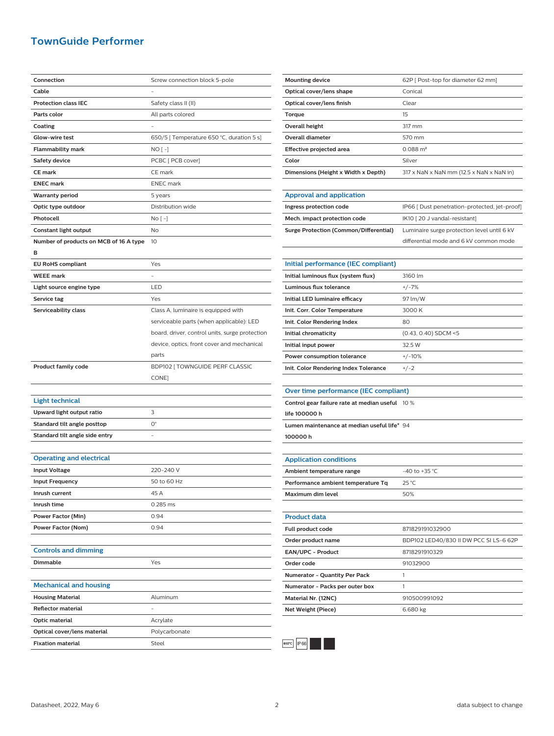# TownGuide Performer

| | |
|---|---|
| **Connection** | Screw connection block 5-pole |
| **Cable** | - |
| **Protection class IEC** | Safety class II (II) |
| **Parts color** | All parts colored |
| **Coating** | - |
| **Glow-wire test** | 650/5 [ Temperature 650 °C, duration 5 s] |
| **Flammability mark** | NO [ -] |
| **Safety device** | PCBC [ PCB cover] |
| **CE mark** | CE mark |
| **ENEC mark** | ENEC mark |
| **Warranty period** | 5 years |
| **Optic type outdoor** | Distribution wide |
| **Photocell** | No [ -] |
| **Constant light output** | No |
| **Number of products on MCB of 16 A type B** | 10 |
| **EU RoHS compliant** | Yes |
| **WEEE mark** | - |
| **Light source engine type** | LED |
| **Service tag** | Yes |
| **Serviceability class** | Class A, luminaire is equipped with serviceable parts (when applicable): LED board, driver, control units, surge protection device, optics, front cover and mechanical parts |
| **Product family code** | BDP102 [ TOWNGUIDE PERF CLASSIC CONE] |

## Light technical

| | |
|---|---|
| **Upward light output ratio** | 3 |
| **Standard tilt angle posttop** | 0° |
| **Standard tilt angle side entry** | - |

## Operating and electrical

| | |
|---|---|
| **Input Voltage** | 220-240 V |
| **Input Frequency** | 50 to 60 Hz |
| **Inrush current** | 45 A |
| **Inrush time** | 0.285 ms |
| **Power Factor (Min)** | 0.94 |
| **Power Factor (Nom)** | 0.94 |

## Controls and dimming

| | |
|---|---|
| **Dimmable** | Yes |

## Mechanical and housing

| | |
|---|---|
| **Housing Material** | Aluminum |
| **Reflector material** | - |
| **Optic material** | Acrylate |
| **Optical cover/lens material** | Polycarbonate |
| **Fixation material** | Steel |
| **Mounting device** | 62P [ Post-top for diameter 62 mm] |
| **Optical cover/lens shape** | Conical |
| **Optical cover/lens finish** | Clear |
| **Torque** | 15 |
| **Overall height** | 317 mm |
| **Overall diameter** | 570 mm |
| **Effective projected area** | 0.088 m² |
| **Color** | Silver |
| **Dimensions (Height x Width x Depth)** | 317 x NaN x NaN mm (12.5 x NaN x NaN in) |

## Approval and application

| | |
|---|---|
| **Ingress protection code** | IP66 [ Dust penetration-protected, jet-proof] |
| **Mech. impact protection code** | IK10 [ 20 J vandal-resistant] |
| **Surge Protection (Common/Differential)** | Luminaire surge protection level until 6 kV differential mode and 6 kV common mode |

## Initial performance (IEC compliant)

| | |
|---|---|
| **Initial luminous flux (system flux)** | 3160 lm |
| **Luminous flux tolerance** | +/-7% |
| **Initial LED luminaire efficacy** | 97 lm/W |
| **Init. Corr. Color Temperature** | 3000 K |
| **Init. Color Rendering Index** | 80 |
| **Initial chromaticity** | (0.43, 0.40) SDCM <5 |
| **Initial input power** | 32.5 W |
| **Power consumption tolerance** | +/-10% |
| **Init. Color Rendering Index Tolerance** | +/-2 |

## Over time performance (IEC compliant)

| | |
|---|---|
| **Control gear failure rate at median useful life 100000 h** | 10 % |
| **Lumen maintenance at median useful life* 100000 h** | 94 |

## Application conditions

| | |
|---|---|
| **Ambient temperature range** | -40 to +35 °C |
| **Performance ambient temperature Tq** | 25 °C |
| **Maximum dim level** | 50% |

## Product data

| | |
|---|---|
| **Full product code** | 871829191032900 |
| **Order product name** | BDP102 LED40/830 II DW PCC SI LS-6 62P |
| **EAN/UPC - Product** | 8718291910329 |
| **Order code** | 91032900 |
| **Numerator - Quantity Per Pack** | 1 |
| **Numerator - Packs per outer box** | 1 |
| **Material Nr. (12NC)** | 910500991092 |
| **Net Weight (Piece)** | 6.680 kg |

650°C IP66

Datasheet, 2022, May 6 | data subject to change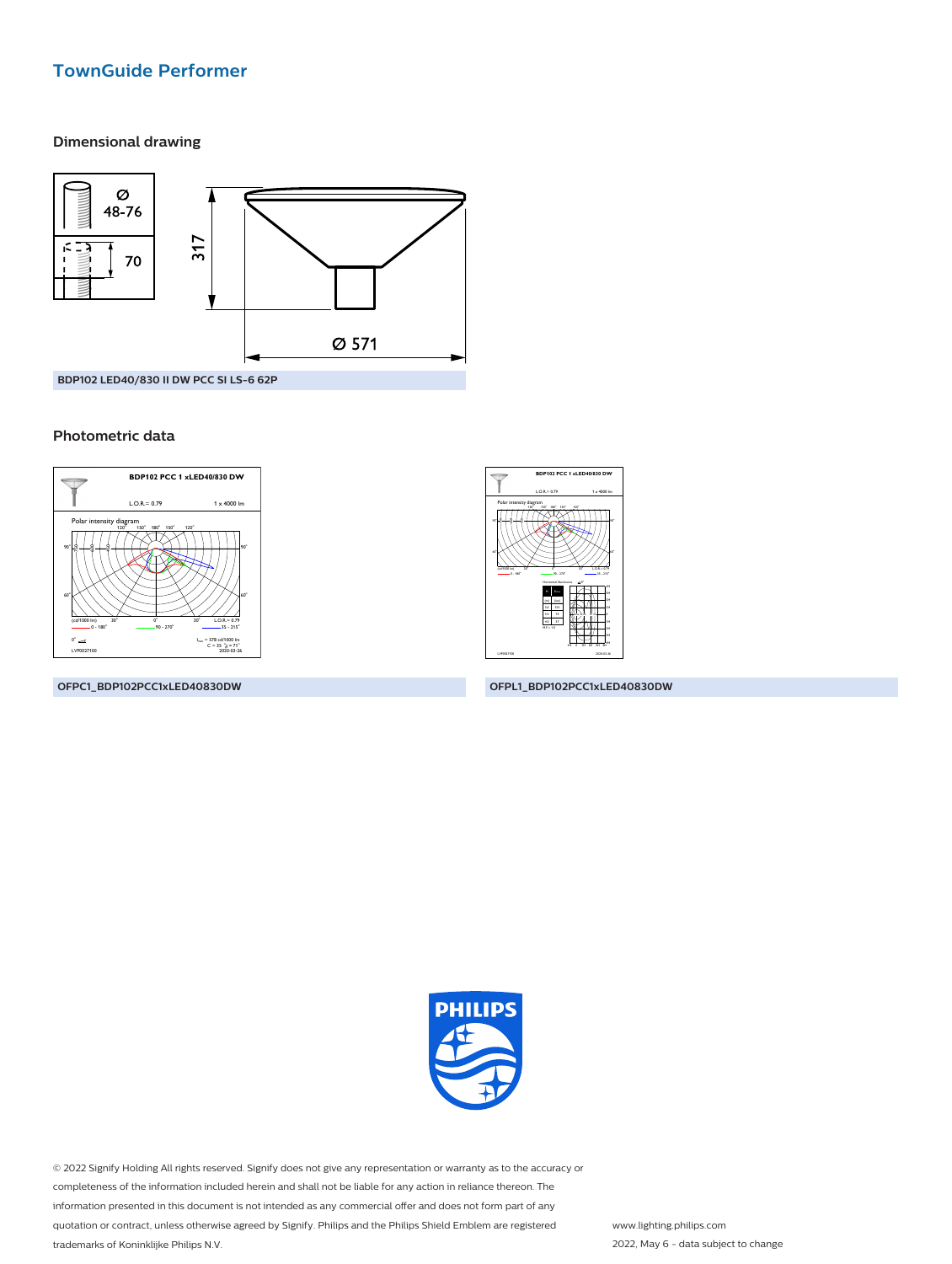## TownGuide Performer

### Dimensional drawing

Ø
48-76

70

317

Ø 571

BDP102 LED40/830 II DW PCC SI LS-6 62P

### Photometric data

BDP102 PCC 1 xLED40/830 DW

L.O.R.= 0.79

1 x 4000 lm

Polar intensity diagram

120° 150° 180° 150° 120°

90°

90°

60°

60°

(cd/1000 lm)

30°

0°

30°

L.O.R.= 0.79

0 - 180°

90 - 270°

35 - 215°

LVP0027100

$I_{max}$ = 578 cd/1000 lm

C = 35 γ = 71°

2020-03-26

OFPC1_BDP102PCC1xLED40830DW

BDP102 PCC 1 xLED40/830 DW

L.O.R.= 0.79

1 x 4000 lm

Polar intensity diagram

OFPL1_BDP102PCC1xLED40830DW

© 2022 Signify Holding All rights reserved. Signify does not give any representation or warranty as to the accuracy or completeness of the information included herein and shall not be liable for any action in reliance thereon. The information presented in this document is not intended as any commercial offer and does not form part of any quotation or contract, unless otherwise agreed by Signify. Philips and the Philips Shield Emblem are registered trademarks of Koninklijke Philips N.V.

www.lighting.philips.com

2022, May 6 - data subject to change